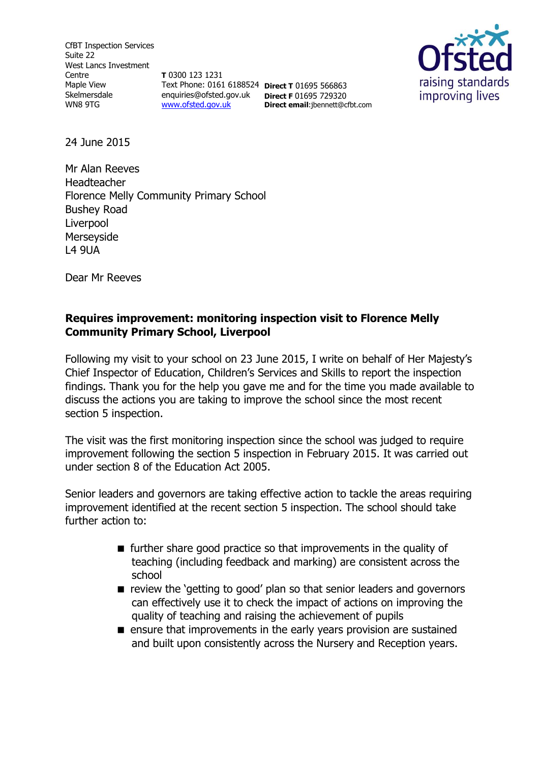CfBT Inspection Services
Suite 22
West Lancs Investment Centre
Maple View
Skelmersdale
WN8 9TG

**T** 0300 123 1231
Text Phone: 0161 6188524
enquiries@ofsted.gov.uk
www.ofsted.gov.uk

**Direct T** 01695 566863
**Direct F** 01695 729320
**Direct email**:jbennett@cfbt.com

Ofsted
raising standards
improving lives

24 June 2015

Mr Alan Reeves
Headteacher
Florence Melly Community Primary School
Bushey Road
Liverpool
Merseyside
L4 9UA

Dear Mr Reeves

**Requires improvement: monitoring inspection visit to Florence Melly Community Primary School, Liverpool**

Following my visit to your school on 23 June 2015, I write on behalf of Her Majesty's Chief Inspector of Education, Children's Services and Skills to report the inspection findings. Thank you for the help you gave me and for the time you made available to discuss the actions you are taking to improve the school since the most recent section 5 inspection.

The visit was the first monitoring inspection since the school was judged to require improvement following the section 5 inspection in February 2015. It was carried out under section 8 of the Education Act 2005.

Senior leaders and governors are taking effective action to tackle the areas requiring improvement identified at the recent section 5 inspection. The school should take further action to:

- further share good practice so that improvements in the quality of teaching (including feedback and marking) are consistent across the school
- review the 'getting to good' plan so that senior leaders and governors can effectively use it to check the impact of actions on improving the quality of teaching and raising the achievement of pupils
- ensure that improvements in the early years provision are sustained and built upon consistently across the Nursery and Reception years.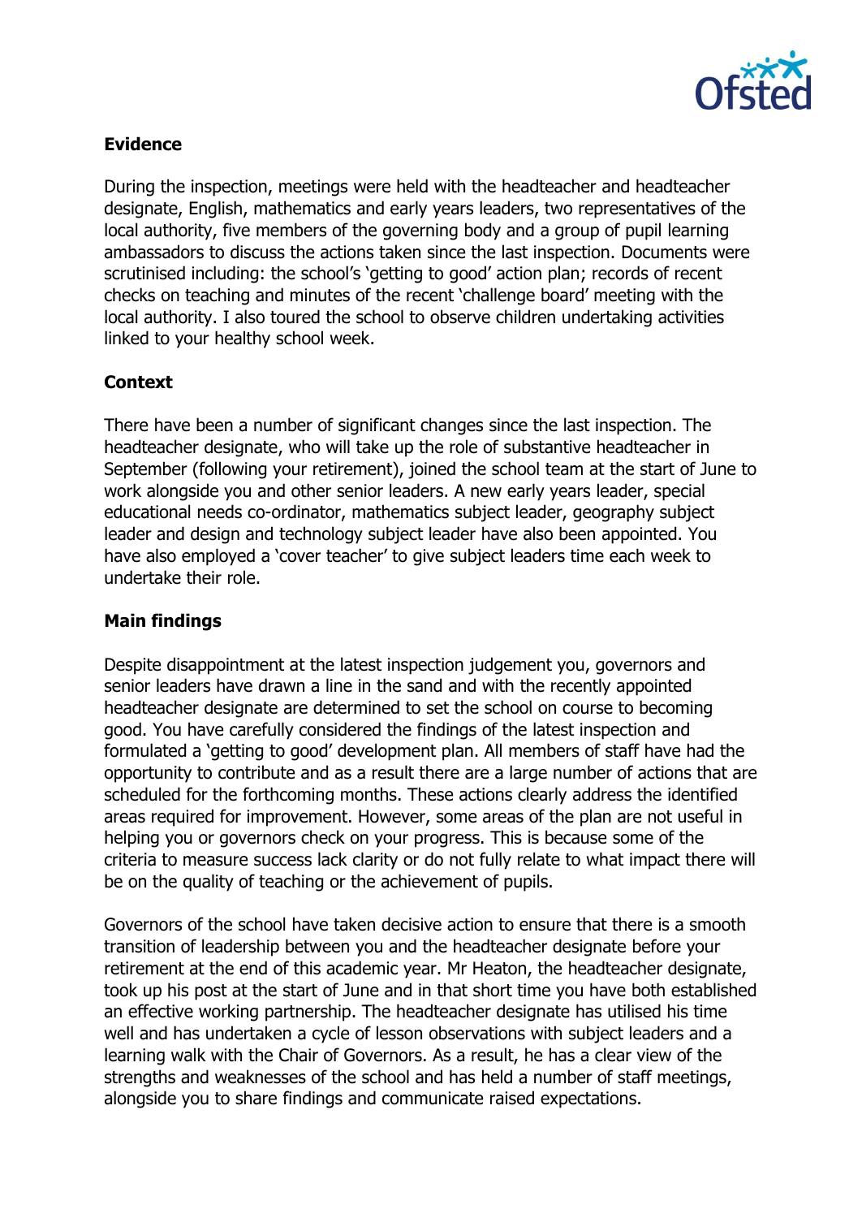## Evidence

During the inspection, meetings were held with the headteacher and headteacher designate, English, mathematics and early years leaders, two representatives of the local authority, five members of the governing body and a group of pupil learning ambassadors to discuss the actions taken since the last inspection. Documents were scrutinised including: the school's 'getting to good' action plan; records of recent checks on teaching and minutes of the recent 'challenge board' meeting with the local authority. I also toured the school to observe children undertaking activities linked to your healthy school week.

## Context

There have been a number of significant changes since the last inspection. The headteacher designate, who will take up the role of substantive headteacher in September (following your retirement), joined the school team at the start of June to work alongside you and other senior leaders. A new early years leader, special educational needs co-ordinator, mathematics subject leader, geography subject leader and design and technology subject leader have also been appointed. You have also employed a 'cover teacher' to give subject leaders time each week to undertake their role.

## Main findings

Despite disappointment at the latest inspection judgement you, governors and senior leaders have drawn a line in the sand and with the recently appointed headteacher designate are determined to set the school on course to becoming good. You have carefully considered the findings of the latest inspection and formulated a 'getting to good' development plan. All members of staff have had the opportunity to contribute and as a result there are a large number of actions that are scheduled for the forthcoming months. These actions clearly address the identified areas required for improvement. However, some areas of the plan are not useful in helping you or governors check on your progress. This is because some of the criteria to measure success lack clarity or do not fully relate to what impact there will be on the quality of teaching or the achievement of pupils.

Governors of the school have taken decisive action to ensure that there is a smooth transition of leadership between you and the headteacher designate before your retirement at the end of this academic year. Mr Heaton, the headteacher designate, took up his post at the start of June and in that short time you have both established an effective working partnership. The headteacher designate has utilised his time well and has undertaken a cycle of lesson observations with subject leaders and a learning walk with the Chair of Governors. As a result, he has a clear view of the strengths and weaknesses of the school and has held a number of staff meetings, alongside you to share findings and communicate raised expectations.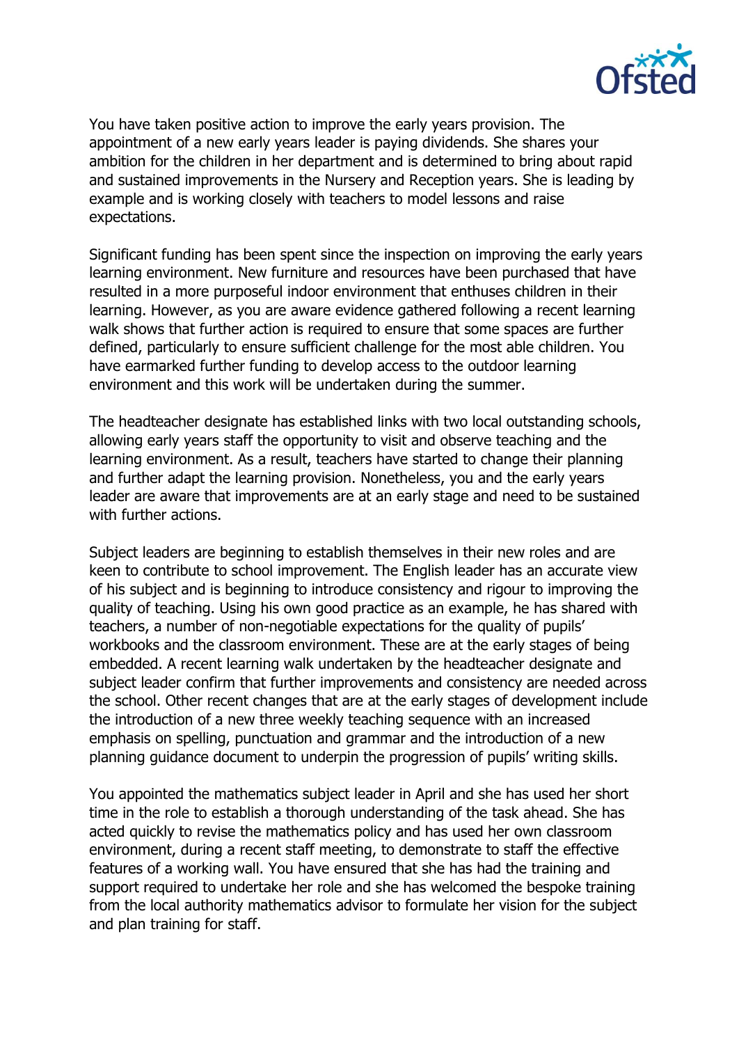You have taken positive action to improve the early years provision. The appointment of a new early years leader is paying dividends. She shares your ambition for the children in her department and is determined to bring about rapid and sustained improvements in the Nursery and Reception years. She is leading by example and is working closely with teachers to model lessons and raise expectations.

Significant funding has been spent since the inspection on improving the early years learning environment. New furniture and resources have been purchased that have resulted in a more purposeful indoor environment that enthuses children in their learning. However, as you are aware evidence gathered following a recent learning walk shows that further action is required to ensure that some spaces are further defined, particularly to ensure sufficient challenge for the most able children. You have earmarked further funding to develop access to the outdoor learning environment and this work will be undertaken during the summer.

The headteacher designate has established links with two local outstanding schools, allowing early years staff the opportunity to visit and observe teaching and the learning environment. As a result, teachers have started to change their planning and further adapt the learning provision. Nonetheless, you and the early years leader are aware that improvements are at an early stage and need to be sustained with further actions.

Subject leaders are beginning to establish themselves in their new roles and are keen to contribute to school improvement. The English leader has an accurate view of his subject and is beginning to introduce consistency and rigour to improving the quality of teaching. Using his own good practice as an example, he has shared with teachers, a number of non-negotiable expectations for the quality of pupils' workbooks and the classroom environment. These are at the early stages of being embedded. A recent learning walk undertaken by the headteacher designate and subject leader confirm that further improvements and consistency are needed across the school. Other recent changes that are at the early stages of development include the introduction of a new three weekly teaching sequence with an increased emphasis on spelling, punctuation and grammar and the introduction of a new planning guidance document to underpin the progression of pupils' writing skills.

You appointed the mathematics subject leader in April and she has used her short time in the role to establish a thorough understanding of the task ahead. She has acted quickly to revise the mathematics policy and has used her own classroom environment, during a recent staff meeting, to demonstrate to staff the effective features of a working wall. You have ensured that she has had the training and support required to undertake her role and she has welcomed the bespoke training from the local authority mathematics advisor to formulate her vision for the subject and plan training for staff.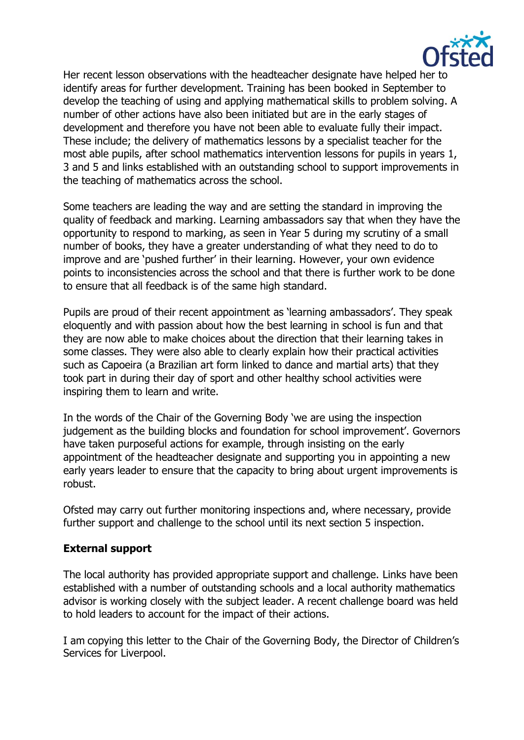Her recent lesson observations with the headteacher designate have helped her to identify areas for further development. Training has been booked in September to develop the teaching of using and applying mathematical skills to problem solving. A number of other actions have also been initiated but are in the early stages of development and therefore you have not been able to evaluate fully their impact. These include; the delivery of mathematics lessons by a specialist teacher for the most able pupils, after school mathematics intervention lessons for pupils in years 1, 3 and 5 and links established with an outstanding school to support improvements in the teaching of mathematics across the school.

Some teachers are leading the way and are setting the standard in improving the quality of feedback and marking. Learning ambassadors say that when they have the opportunity to respond to marking, as seen in Year 5 during my scrutiny of a small number of books, they have a greater understanding of what they need to do to improve and are 'pushed further' in their learning. However, your own evidence points to inconsistencies across the school and that there is further work to be done to ensure that all feedback is of the same high standard.

Pupils are proud of their recent appointment as 'learning ambassadors'. They speak eloquently and with passion about how the best learning in school is fun and that they are now able to make choices about the direction that their learning takes in some classes. They were also able to clearly explain how their practical activities such as Capoeira (a Brazilian art form linked to dance and martial arts) that they took part in during their day of sport and other healthy school activities were inspiring them to learn and write.

In the words of the Chair of the Governing Body 'we are using the inspection judgement as the building blocks and foundation for school improvement'. Governors have taken purposeful actions for example, through insisting on the early appointment of the headteacher designate and supporting you in appointing a new early years leader to ensure that the capacity to bring about urgent improvements is robust.

Ofsted may carry out further monitoring inspections and, where necessary, provide further support and challenge to the school until its next section 5 inspection.

**External support**

The local authority has provided appropriate support and challenge. Links have been established with a number of outstanding schools and a local authority mathematics advisor is working closely with the subject leader. A recent challenge board was held to hold leaders to account for the impact of their actions.

I am copying this letter to the Chair of the Governing Body, the Director of Children's Services for Liverpool.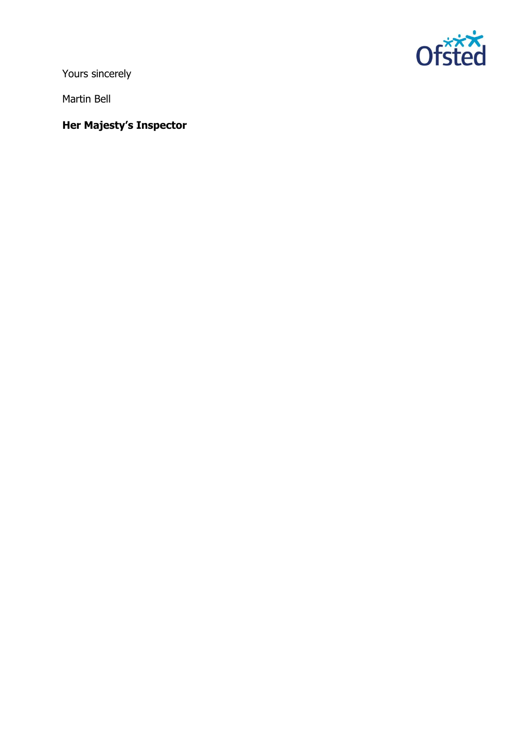Yours sincerely

Martin Bell

**Her Majesty's Inspector**